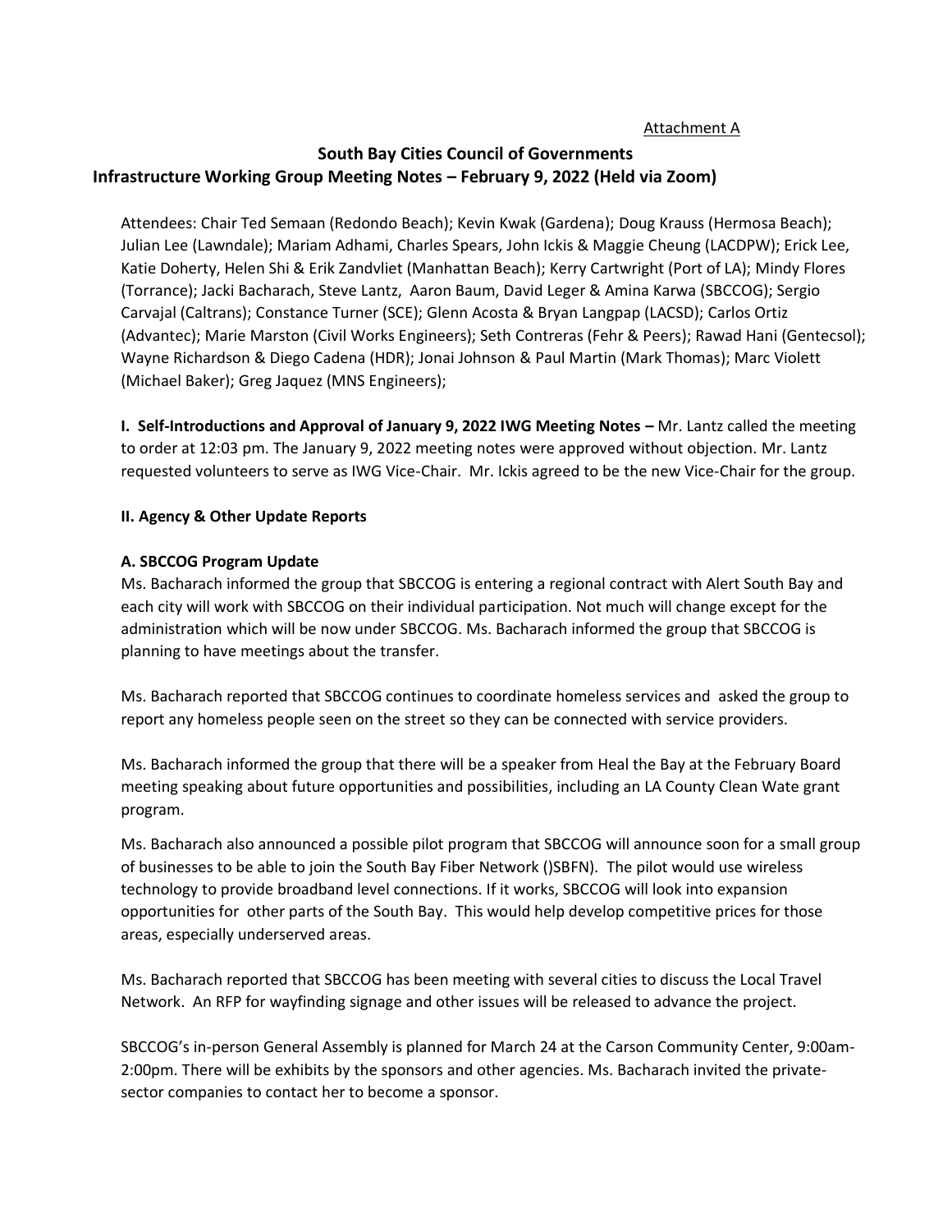Attachment A

# South Bay Cities Council of Governments
## Infrastructure Working Group Meeting Notes – February 9, 2022 (Held via Zoom)

Attendees: Chair Ted Semaan (Redondo Beach); Kevin Kwak (Gardena); Doug Krauss (Hermosa Beach); Julian Lee (Lawndale); Mariam Adhami, Charles Spears, John Ickis & Maggie Cheung (LACDPW); Erick Lee, Katie Doherty, Helen Shi & Erik Zandvliet (Manhattan Beach); Kerry Cartwright (Port of LA); Mindy Flores (Torrance); Jacki Bacharach, Steve Lantz, Aaron Baum, David Leger & Amina Karwa (SBCCOG); Sergio Carvajal (Caltrans); Constance Turner (SCE); Glenn Acosta & Bryan Langpap (LACSD); Carlos Ortiz (Advantec); Marie Marston (Civil Works Engineers); Seth Contreras (Fehr & Peers); Rawad Hani (Gentecsol); Wayne Richardson & Diego Cadena (HDR); Jonai Johnson & Paul Martin (Mark Thomas); Marc Violett (Michael Baker); Greg Jaquez (MNS Engineers);

**I. Self-Introductions and Approval of January 9, 2022 IWG Meeting Notes –** Mr. Lantz called the meeting to order at 12:03 pm. The January 9, 2022 meeting notes were approved without objection. Mr. Lantz requested volunteers to serve as IWG Vice-Chair. Mr. Ickis agreed to be the new Vice-Chair for the group.

**II. Agency & Other Update Reports**

**A. SBCCOG Program Update**

Ms. Bacharach informed the group that SBCCOG is entering a regional contract with Alert South Bay and each city will work with SBCCOG on their individual participation. Not much will change except for the administration which will be now under SBCCOG. Ms. Bacharach informed the group that SBCCOG is planning to have meetings about the transfer.

Ms. Bacharach reported that SBCCOG continues to coordinate homeless services and asked the group to report any homeless people seen on the street so they can be connected with service providers.

Ms. Bacharach informed the group that there will be a speaker from Heal the Bay at the February Board meeting speaking about future opportunities and possibilities, including an LA County Clean Wate grant program.

Ms. Bacharach also announced a possible pilot program that SBCCOG will announce soon for a small group of businesses to be able to join the South Bay Fiber Network ()SBFN). The pilot would use wireless technology to provide broadband level connections. If it works, SBCCOG will look into expansion opportunities for other parts of the South Bay. This would help develop competitive prices for those areas, especially underserved areas.

Ms. Bacharach reported that SBCCOG has been meeting with several cities to discuss the Local Travel Network. An RFP for wayfinding signage and other issues will be released to advance the project.

SBCCOG's in-person General Assembly is planned for March 24 at the Carson Community Center, 9:00am-2:00pm. There will be exhibits by the sponsors and other agencies. Ms. Bacharach invited the private-sector companies to contact her to become a sponsor.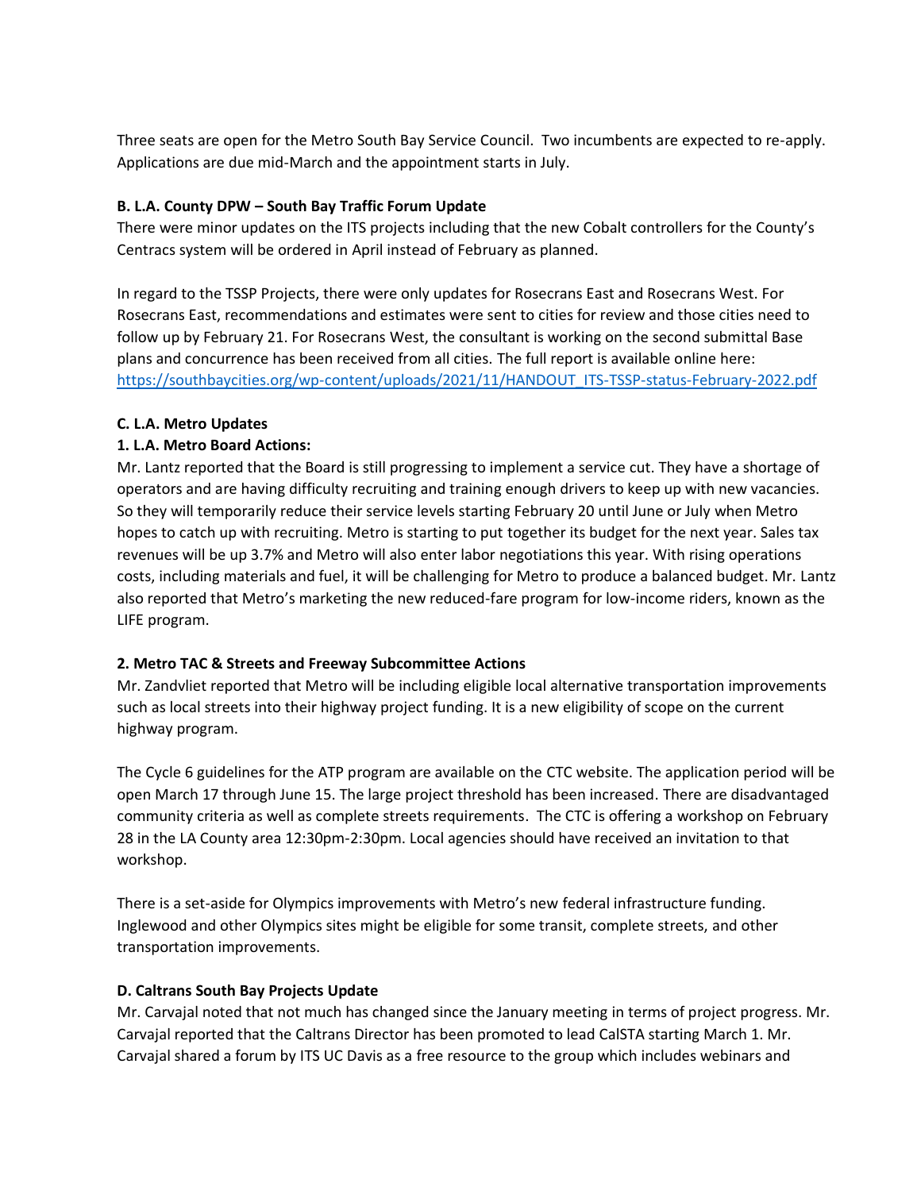Three seats are open for the Metro South Bay Service Council. Two incumbents are expected to re-apply. Applications are due mid-March and the appointment starts in July.

**B. L.A. County DPW – South Bay Traffic Forum Update**

There were minor updates on the ITS projects including that the new Cobalt controllers for the County's Centracs system will be ordered in April instead of February as planned.

In regard to the TSSP Projects, there were only updates for Rosecrans East and Rosecrans West. For Rosecrans East, recommendations and estimates were sent to cities for review and those cities need to follow up by February 21. For Rosecrans West, the consultant is working on the second submittal Base plans and concurrence has been received from all cities. The full report is available online here: https://southbaycities.org/wp-content/uploads/2021/11/HANDOUT_ITS-TSSP-status-February-2022.pdf

**C. L.A. Metro Updates**

**1. L.A. Metro Board Actions:**

Mr. Lantz reported that the Board is still progressing to implement a service cut. They have a shortage of operators and are having difficulty recruiting and training enough drivers to keep up with new vacancies. So they will temporarily reduce their service levels starting February 20 until June or July when Metro hopes to catch up with recruiting. Metro is starting to put together its budget for the next year. Sales tax revenues will be up 3.7% and Metro will also enter labor negotiations this year. With rising operations costs, including materials and fuel, it will be challenging for Metro to produce a balanced budget. Mr. Lantz also reported that Metro's marketing the new reduced-fare program for low-income riders, known as the LIFE program.

**2. Metro TAC & Streets and Freeway Subcommittee Actions**

Mr. Zandvliet reported that Metro will be including eligible local alternative transportation improvements such as local streets into their highway project funding. It is a new eligibility of scope on the current highway program.

The Cycle 6 guidelines for the ATP program are available on the CTC website. The application period will be open March 17 through June 15. The large project threshold has been increased. There are disadvantaged community criteria as well as complete streets requirements. The CTC is offering a workshop on February 28 in the LA County area 12:30pm-2:30pm. Local agencies should have received an invitation to that workshop.

There is a set-aside for Olympics improvements with Metro's new federal infrastructure funding. Inglewood and other Olympics sites might be eligible for some transit, complete streets, and other transportation improvements.

**D. Caltrans South Bay Projects Update**

Mr. Carvajal noted that not much has changed since the January meeting in terms of project progress. Mr. Carvajal reported that the Caltrans Director has been promoted to lead CalSTA starting March 1. Mr. Carvajal shared a forum by ITS UC Davis as a free resource to the group which includes webinars and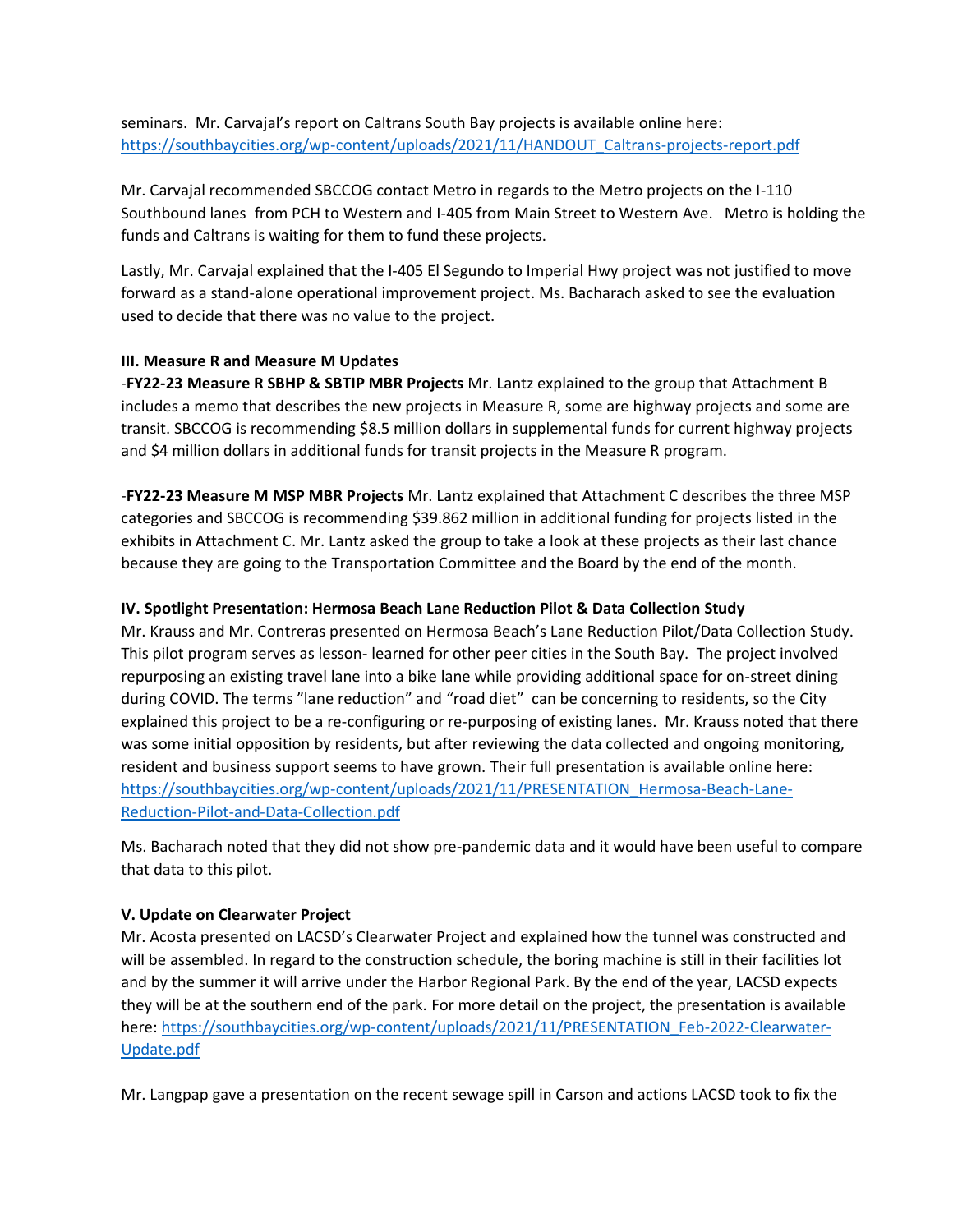seminars. Mr. Carvajal's report on Caltrans South Bay projects is available online here: [https://southbaycities.org/wp-content/uploads/2021/11/HANDOUT_Caltrans-projects-report.pdf](https://southbaycities.org/wp-content/uploads/2021/11/HANDOUT_Caltrans-projects-report.pdf)

Mr. Carvajal recommended SBCCOG contact Metro in regards to the Metro projects on the I-110 Southbound lanes from PCH to Western and I-405 from Main Street to Western Ave. Metro is holding the funds and Caltrans is waiting for them to fund these projects.

Lastly, Mr. Carvajal explained that the I-405 El Segundo to Imperial Hwy project was not justified to move forward as a stand-alone operational improvement project. Ms. Bacharach asked to see the evaluation used to decide that there was no value to the project.

**III. Measure R and Measure M Updates**

-**FY22-23 Measure R SBHP & SBTIP MBR Projects** Mr. Lantz explained to the group that Attachment B includes a memo that describes the new projects in Measure R, some are highway projects and some are transit. SBCCOG is recommending $8.5 million dollars in supplemental funds for current highway projects and $4 million dollars in additional funds for transit projects in the Measure R program.

-**FY22-23 Measure M MSP MBR Projects** Mr. Lantz explained that Attachment C describes the three MSP categories and SBCCOG is recommending $39.862 million in additional funding for projects listed in the exhibits in Attachment C. Mr. Lantz asked the group to take a look at these projects as their last chance because they are going to the Transportation Committee and the Board by the end of the month.

**IV. Spotlight Presentation: Hermosa Beach Lane Reduction Pilot & Data Collection Study**

Mr. Krauss and Mr. Contreras presented on Hermosa Beach's Lane Reduction Pilot/Data Collection Study. This pilot program serves as lesson- learned for other peer cities in the South Bay. The project involved repurposing an existing travel lane into a bike lane while providing additional space for on-street dining during COVID. The terms "lane reduction" and "road diet" can be concerning to residents, so the City explained this project to be a re-configuring or re-purposing of existing lanes. Mr. Krauss noted that there was some initial opposition by residents, but after reviewing the data collected and ongoing monitoring, resident and business support seems to have grown. Their full presentation is available online here: [https://southbaycities.org/wp-content/uploads/2021/11/PRESENTATION_Hermosa-Beach-Lane-Reduction-Pilot-and-Data-Collection.pdf](https://southbaycities.org/wp-content/uploads/2021/11/PRESENTATION_Hermosa-Beach-Lane-Reduction-Pilot-and-Data-Collection.pdf)

Ms. Bacharach noted that they did not show pre-pandemic data and it would have been useful to compare that data to this pilot.

**V. Update on Clearwater Project**

Mr. Acosta presented on LACSD's Clearwater Project and explained how the tunnel was constructed and will be assembled. In regard to the construction schedule, the boring machine is still in their facilities lot and by the summer it will arrive under the Harbor Regional Park. By the end of the year, LACSD expects they will be at the southern end of the park. For more detail on the project, the presentation is available here: [https://southbaycities.org/wp-content/uploads/2021/11/PRESENTATION_Feb-2022-Clearwater-Update.pdf](https://southbaycities.org/wp-content/uploads/2021/11/PRESENTATION_Feb-2022-Clearwater-Update.pdf)

Mr. Langpap gave a presentation on the recent sewage spill in Carson and actions LACSD took to fix the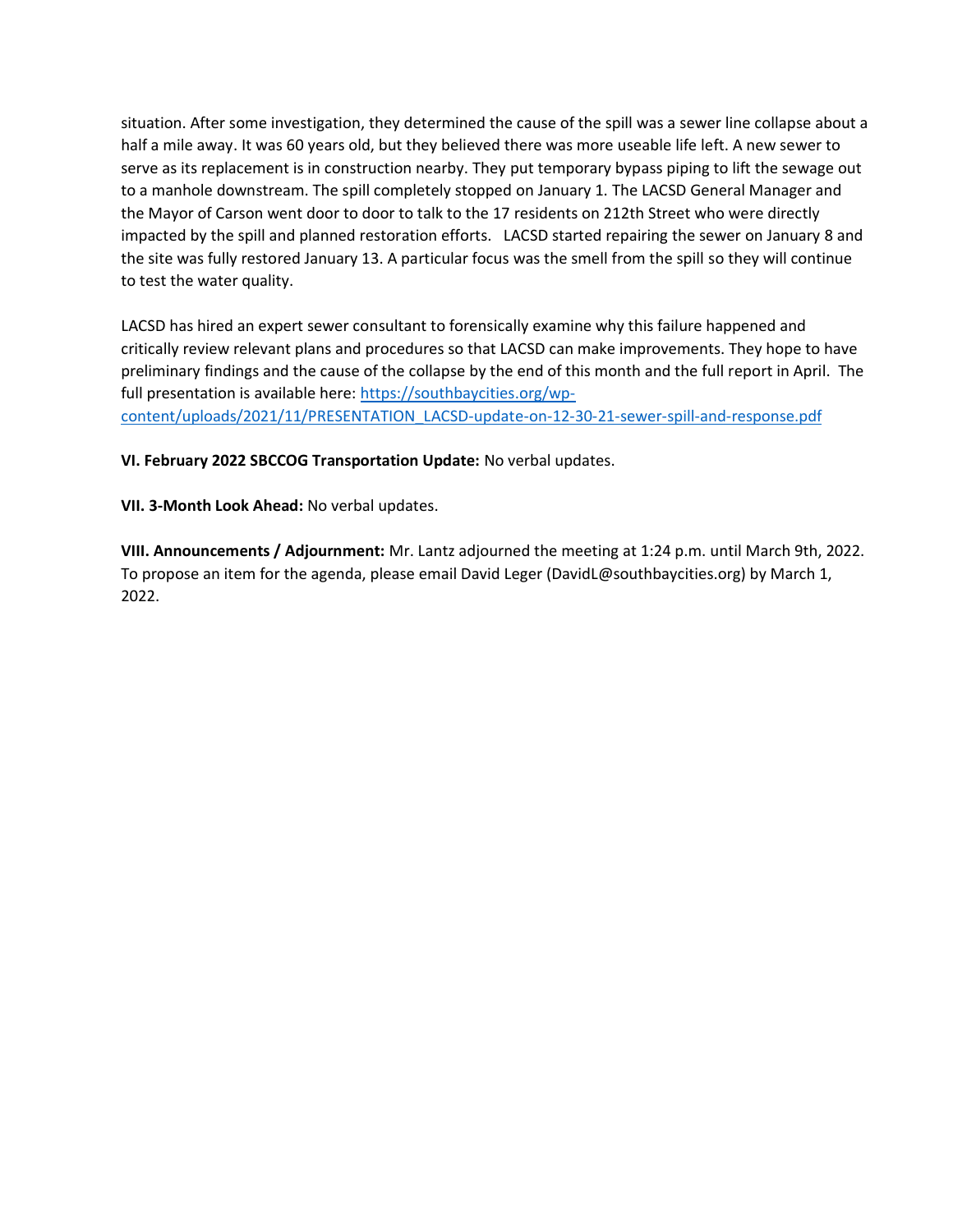situation. After some investigation, they determined the cause of the spill was a sewer line collapse about a half a mile away. It was 60 years old, but they believed there was more useable life left. A new sewer to serve as its replacement is in construction nearby. They put temporary bypass piping to lift the sewage out to a manhole downstream. The spill completely stopped on January 1. The LACSD General Manager and the Mayor of Carson went door to door to talk to the 17 residents on 212th Street who were directly impacted by the spill and planned restoration efforts. LACSD started repairing the sewer on January 8 and the site was fully restored January 13. A particular focus was the smell from the spill so they will continue to test the water quality.

LACSD has hired an expert sewer consultant to forensically examine why this failure happened and critically review relevant plans and procedures so that LACSD can make improvements. They hope to have preliminary findings and the cause of the collapse by the end of this month and the full report in April. The full presentation is available here: [https://southbaycities.org/wp-content/uploads/2021/11/PRESENTATION_LACSD-update-on-12-30-21-sewer-spill-and-response.pdf](https://southbaycities.org/wp-content/uploads/2021/11/PRESENTATION_LACSD-update-on-12-30-21-sewer-spill-and-response.pdf)

**VI. February 2022 SBCCOG Transportation Update:** No verbal updates.

**VII. 3-Month Look Ahead:** No verbal updates.

**VIII. Announcements / Adjournment:** Mr. Lantz adjourned the meeting at 1:24 p.m. until March 9th, 2022. To propose an item for the agenda, please email David Leger (DavidL@southbaycities.org) by March 1, 2022.